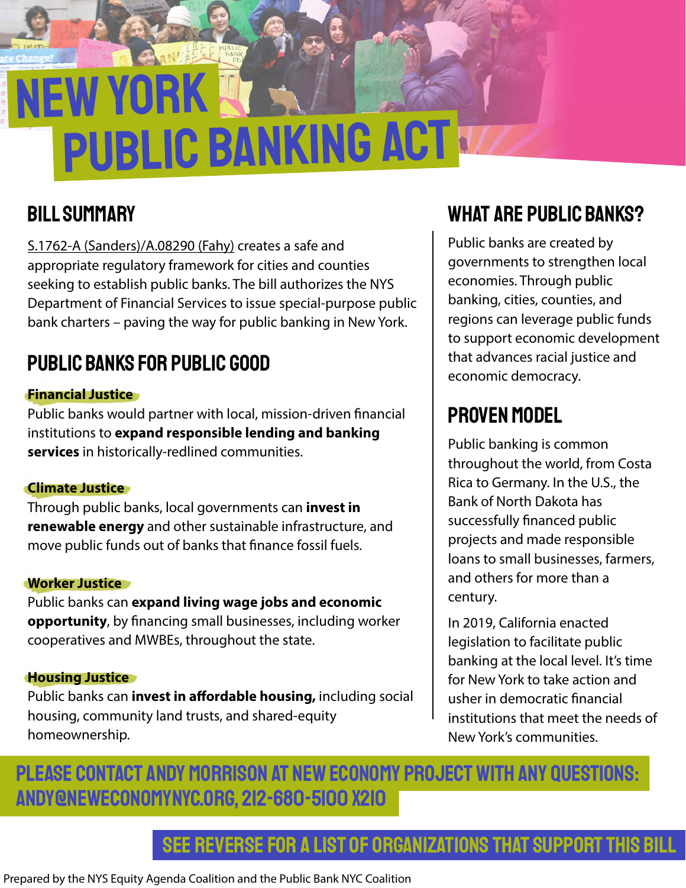# NEW YORK PUBLIC BANKING ACT

## BILL SUMMARY

S.1762-A (Sanders)/A.08290 (Fahy) creates a safe and appropriate regulatory framework for cities and counties seeking to establish public banks. The bill authorizes the NYS Department of Financial Services to issue special-purpose public bank charters – paving the way for public banking in New York.

## PUBLIC BANKS FOR PUBLIC GOOD

### Financial Justice

Public banks would partner with local, mission-driven financial institutions to **expand responsible lending and banking services** in historically-redlined communities.

### Climate Justice

Through public banks, local governments can **invest in renewable energy** and other sustainable infrastructure, and move public funds out of banks that finance fossil fuels.

### Worker Justice

Public banks can **expand living wage jobs and economic opportunity**, by financing small businesses, including worker cooperatives and MWBEs, throughout the state.

### Housing Justice

Public banks can **invest in affordable housing,** including social housing, community land trusts, and shared-equity homeownership.

## WHAT ARE PUBLIC BANKS?

Public banks are created by governments to strengthen local economies. Through public banking, cities, counties, and regions can leverage public funds to support economic development that advances racial justice and economic democracy.

## PROVEN MODEL

Public banking is common throughout the world, from Costa Rica to Germany. In the U.S., the Bank of North Dakota has successfully financed public projects and made responsible loans to small businesses, farmers, and others for more than a century.

In 2019, California enacted legislation to facilitate public banking at the local level. It's time for New York to take action and usher in democratic financial institutions that meet the needs of New York's communities.

**PLEASE CONTACT ANDY MORRISON AT NEW ECONOMY PROJECT WITH ANY QUESTIONS: ANDY@NEWECONOMYNYC.ORG, 212-680-5100 X210**

**SEE REVERSE FOR A LIST OF ORGANIZATIONS THAT SUPPORT THIS BILL**

Prepared by the NYS Equity Agenda Coalition and the Public Bank NYC Coalition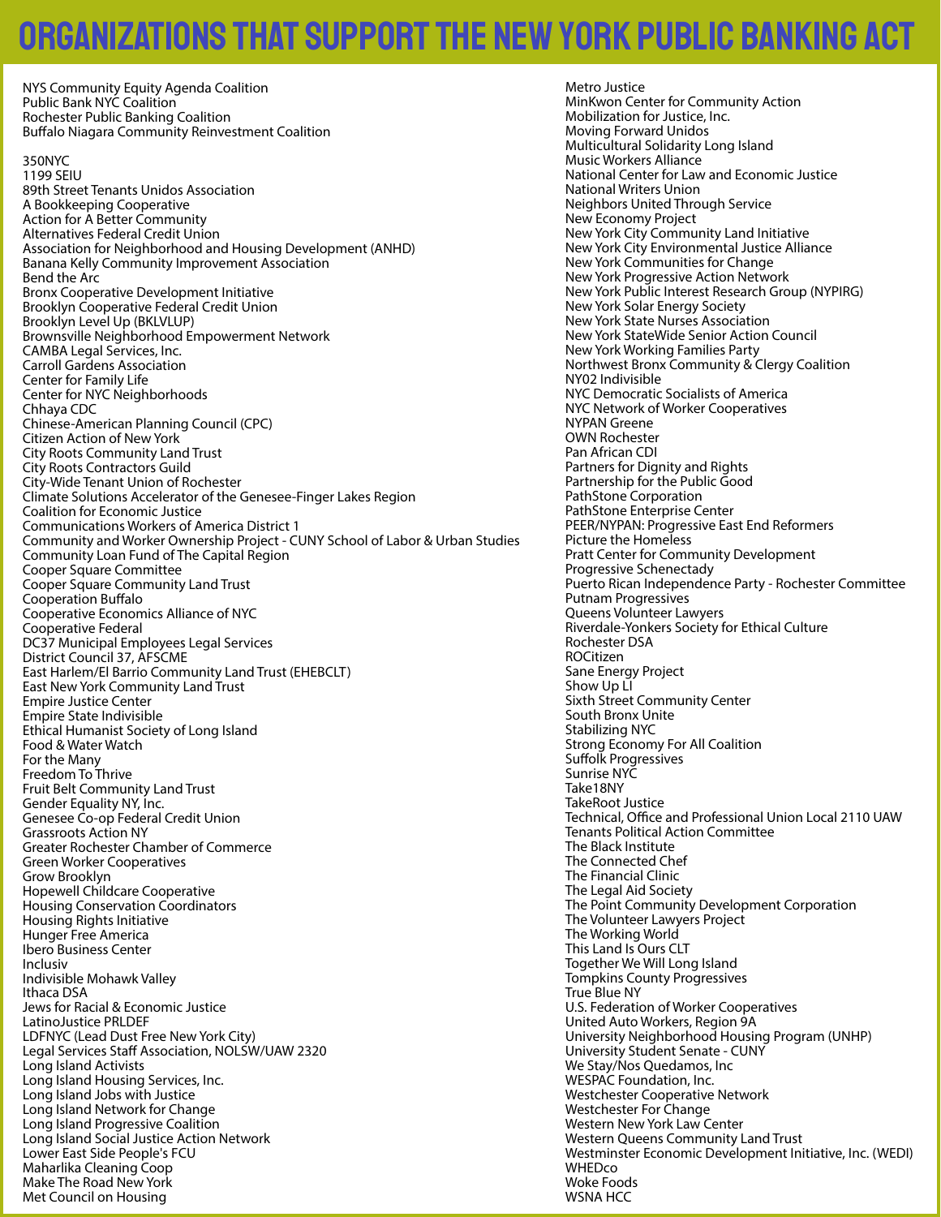# ORGANIZATIONS THAT SUPPORT THE NEW YORK PUBLIC BANKING ACT

NYS Community Equity Agenda Coalition
Public Bank NYC Coalition
Rochester Public Banking Coalition
Buffalo Niagara Community Reinvestment Coalition

350NYC
1199 SEIU
89th Street Tenants Unidos Association
A Bookkeeping Cooperative
Action for A Better Community
Alternatives Federal Credit Union
Association for Neighborhood and Housing Development (ANHD)
Banana Kelly Community Improvement Association
Bend the Arc
Bronx Cooperative Development Initiative
Brooklyn Cooperative Federal Credit Union
Brooklyn Level Up (BKLVLUP)
Brownsville Neighborhood Empowerment Network
CAMBA Legal Services, Inc.
Carroll Gardens Association
Center for Family Life
Center for NYC Neighborhoods
Chhaya CDC
Chinese-American Planning Council (CPC)
Citizen Action of New York
City Roots Community Land Trust
City Roots Contractors Guild
City-Wide Tenant Union of Rochester
Climate Solutions Accelerator of the Genesee-Finger Lakes Region
Coalition for Economic Justice
Communications Workers of America District 1
Community and Worker Ownership Project - CUNY School of Labor & Urban Studies
Community Loan Fund of The Capital Region
Cooper Square Committee
Cooper Square Community Land Trust
Cooperation Buffalo
Cooperative Economics Alliance of NYC
Cooperative Federal
DC37 Municipal Employees Legal Services
District Council 37, AFSCME
East Harlem/El Barrio Community Land Trust (EHEBCLT)
East New York Community Land Trust
Empire Justice Center
Empire State Indivisible
Ethical Humanist Society of Long Island
Food & Water Watch
For the Many
Freedom To Thrive
Fruit Belt Community Land Trust
Gender Equality NY, Inc.
Genesee Co-op Federal Credit Union
Grassroots Action NY
Greater Rochester Chamber of Commerce
Green Worker Cooperatives
Grow Brooklyn
Hopewell Childcare Cooperative
Housing Conservation Coordinators
Housing Rights Initiative
Hunger Free America
Ibero Business Center
Inclusiv
Indivisible Mohawk Valley
Ithaca DSA
Jews for Racial & Economic Justice
LatinoJustice PRLDEF
LDFNYC (Lead Dust Free New York City)
Legal Services Staff Association, NOLSW/UAW 2320
Long Island Activists
Long Island Housing Services, Inc.
Long Island Jobs with Justice
Long Island Network for Change
Long Island Progressive Coalition
Long Island Social Justice Action Network
Lower East Side People's FCU
Maharlika Cleaning Coop
Make The Road New York
Met Council on Housing
Metro Justice
MinKwon Center for Community Action
Mobilization for Justice, Inc.
Moving Forward Unidos
Multicultural Solidarity Long Island
Music Workers Alliance
National Center for Law and Economic Justice
National Writers Union
Neighbors United Through Service
New Economy Project
New York City Community Land Initiative
New York City Environmental Justice Alliance
New York Communities for Change
New York Progressive Action Network
New York Public Interest Research Group (NYPIRG)
New York Solar Energy Society
New York State Nurses Association
New York StateWide Senior Action Council
New York Working Families Party
Northwest Bronx Community & Clergy Coalition
NY02 Indivisible
NYC Democratic Socialists of America
NYC Network of Worker Cooperatives
NYPAN Greene
OWN Rochester
Pan African CDI
Partners for Dignity and Rights
Partnership for the Public Good
PathStone Corporation
PathStone Enterprise Center
PEER/NYPAN: Progressive East End Reformers
Picture the Homeless
Pratt Center for Community Development
Progressive Schenectady
Puerto Rican Independence Party - Rochester Committee
Putnam Progressives
Queens Volunteer Lawyers
Riverdale-Yonkers Society for Ethical Culture
Rochester DSA
ROCitizen
Sane Energy Project
Show Up LI
Sixth Street Community Center
South Bronx Unite
Stabilizing NYC
Strong Economy For All Coalition
Suffolk Progressives
Sunrise NYC
Take18NY
TakeRoot Justice
Technical, Office and Professional Union Local 2110 UAW
Tenants Political Action Committee
The Black Institute
The Connected Chef
The Financial Clinic
The Legal Aid Society
The Point Community Development Corporation
The Volunteer Lawyers Project
The Working World
This Land Is Ours CLT
Together We Will Long Island
Tompkins County Progressives
True Blue NY
U.S. Federation of Worker Cooperatives
United Auto Workers, Region 9A
University Neighborhood Housing Program (UNHP)
University Student Senate - CUNY
We Stay/Nos Quedamos, Inc
WESPAC Foundation, Inc.
Westchester Cooperative Network
Westchester For Change
Western New York Law Center
Western Queens Community Land Trust
Westminster Economic Development Initiative, Inc. (WEDI)
WHEDco
Woke Foods
WSNA HCC